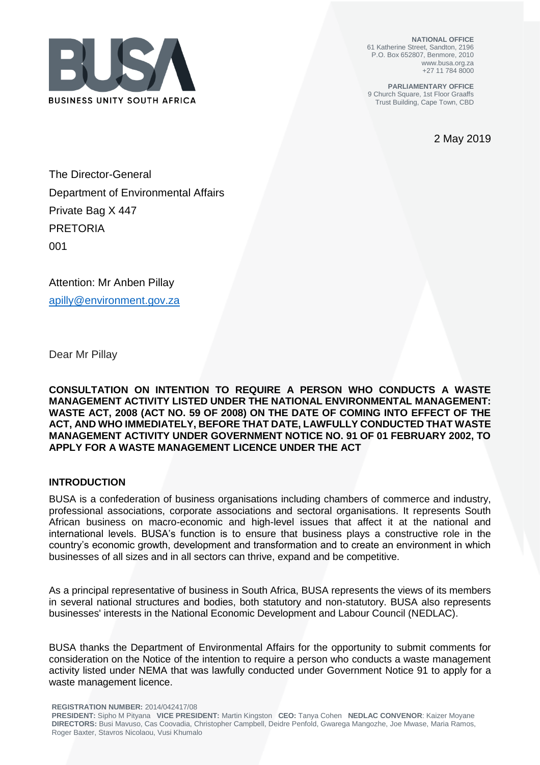**BUSINESS UNITY SOUTH AFRICA**

**NATIONAL OFFICE**
61 Katherine Street, Sandton, 2196
P.O. Box 652807, Benmore, 2010
www.busa.org.za
+27 11 784 8000

**PARLIAMENTARY OFFICE**
9 Church Square, 1st Floor Graaffs
Trust Building, Cape Town, CBD

2 May 2019

The Director-General
Department of Environmental Affairs
Private Bag X 447
PRETORIA
001

Attention: Mr Anben Pillay
apilly@environment.gov.za

Dear Mr Pillay

**CONSULTATION ON INTENTION TO REQUIRE A PERSON WHO CONDUCTS A WASTE MANAGEMENT ACTIVITY LISTED UNDER THE NATIONAL ENVIRONMENTAL MANAGEMENT: WASTE ACT, 2008 (ACT NO. 59 OF 2008) ON THE DATE OF COMING INTO EFFECT OF THE ACT, AND WHO IMMEDIATELY, BEFORE THAT DATE, LAWFULLY CONDUCTED THAT WASTE MANAGEMENT ACTIVITY UNDER GOVERNMENT NOTICE NO. 91 OF 01 FEBRUARY 2002, TO APPLY FOR A WASTE MANAGEMENT LICENCE UNDER THE ACT**

## INTRODUCTION

BUSA is a confederation of business organisations including chambers of commerce and industry, professional associations, corporate associations and sectoral organisations. It represents South African business on macro-economic and high-level issues that affect it at the national and international levels. BUSA's function is to ensure that business plays a constructive role in the country's economic growth, development and transformation and to create an environment in which businesses of all sizes and in all sectors can thrive, expand and be competitive.

As a principal representative of business in South Africa, BUSA represents the views of its members in several national structures and bodies, both statutory and non-statutory. BUSA also represents businesses' interests in the National Economic Development and Labour Council (NEDLAC).

BUSA thanks the Department of Environmental Affairs for the opportunity to submit comments for consideration on the Notice of the intention to require a person who conducts a waste management activity listed under NEMA that was lawfully conducted under Government Notice 91 to apply for a waste management licence.

**REGISTRATION NUMBER:** 2014/042417/08
**PRESIDENT:** Sipho M Pityana **VICE PRESIDENT:** Martin Kingston **CEO:** Tanya Cohen **NEDLAC CONVENOR**: Kaizer Moyane
**DIRECTORS:** Busi Mavuso, Cas Coovadia, Christopher Campbell, Deidre Penfold, Gwarega Mangozhe, Joe Mwase, Maria Ramos, Roger Baxter, Stavros Nicolaou, Vusi Khumalo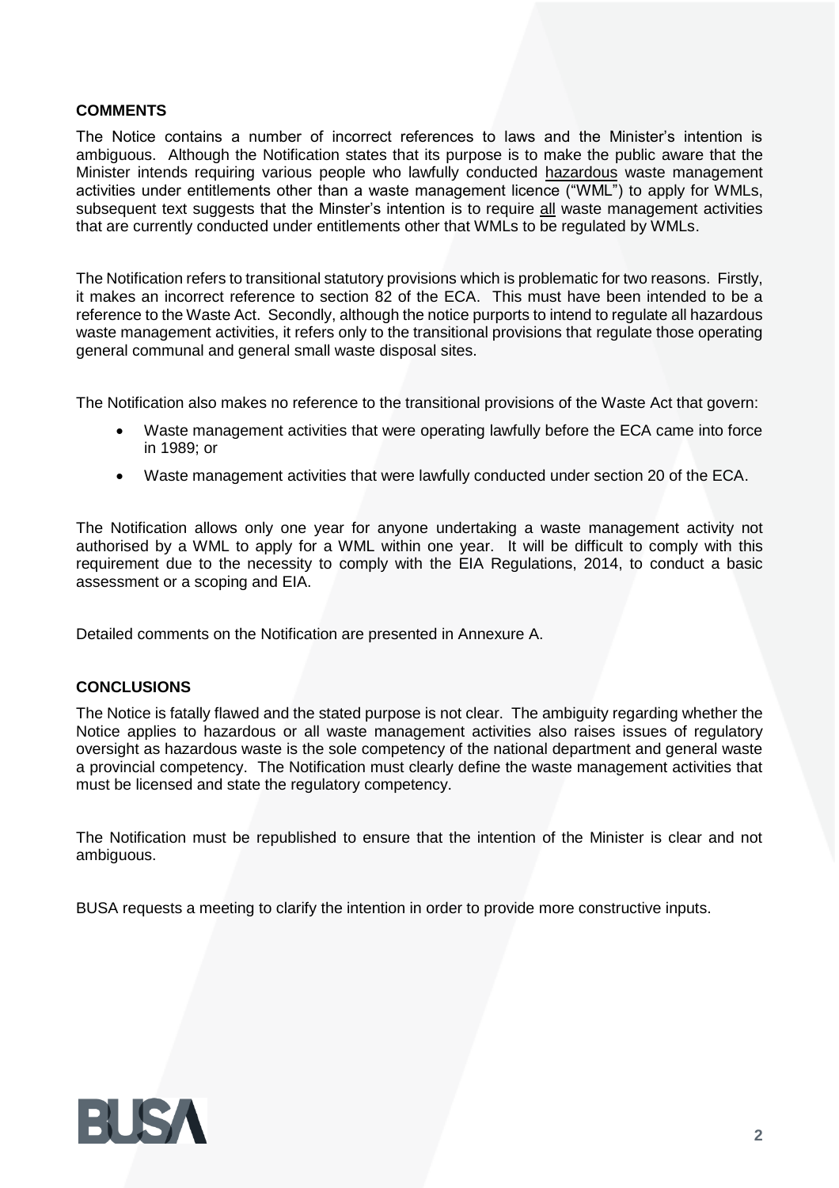**COMMENTS**

The Notice contains a number of incorrect references to laws and the Minister's intention is ambiguous. Although the Notification states that its purpose is to make the public aware that the Minister intends requiring various people who lawfully conducted hazardous waste management activities under entitlements other than a waste management licence ("WML") to apply for WMLs, subsequent text suggests that the Minster's intention is to require all waste management activities that are currently conducted under entitlements other that WMLs to be regulated by WMLs.

The Notification refers to transitional statutory provisions which is problematic for two reasons. Firstly, it makes an incorrect reference to section 82 of the ECA. This must have been intended to be a reference to the Waste Act. Secondly, although the notice purports to intend to regulate all hazardous waste management activities, it refers only to the transitional provisions that regulate those operating general communal and general small waste disposal sites.

The Notification also makes no reference to the transitional provisions of the Waste Act that govern:

- Waste management activities that were operating lawfully before the ECA came into force in 1989; or
- Waste management activities that were lawfully conducted under section 20 of the ECA.

The Notification allows only one year for anyone undertaking a waste management activity not authorised by a WML to apply for a WML within one year. It will be difficult to comply with this requirement due to the necessity to comply with the EIA Regulations, 2014, to conduct a basic assessment or a scoping and EIA.

Detailed comments on the Notification are presented in Annexure A.

**CONCLUSIONS**

The Notice is fatally flawed and the stated purpose is not clear. The ambiguity regarding whether the Notice applies to hazardous or all waste management activities also raises issues of regulatory oversight as hazardous waste is the sole competency of the national department and general waste a provincial competency. The Notification must clearly define the waste management activities that must be licensed and state the regulatory competency.

The Notification must be republished to ensure that the intention of the Minister is clear and not ambiguous.

BUSA requests a meeting to clarify the intention in order to provide more constructive inputs.